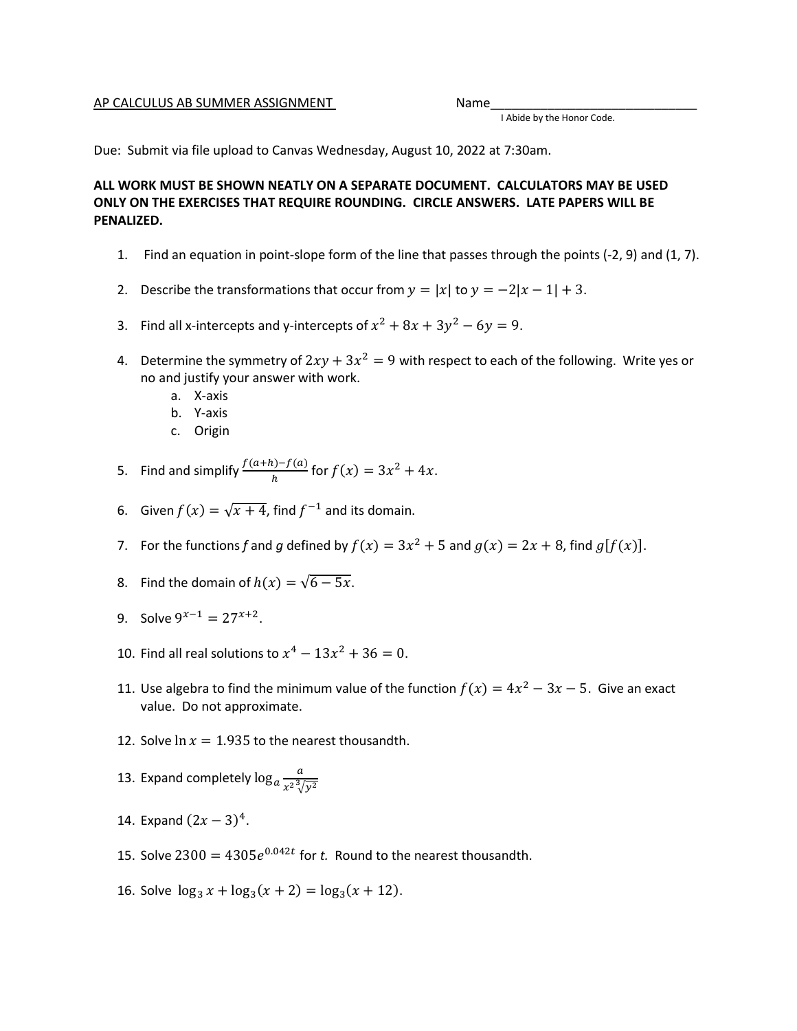AP CALCULUS AB SUMMER ASSIGNMENT

Name______________________________

I Abide by the Honor Code.

Due: Submit via file upload to Canvas Wednesday, August 10, 2022 at 7:30am.

**ALL WORK MUST BE SHOWN NEATLY ON A SEPARATE DOCUMENT. CALCULATORS MAY BE USED ONLY ON THE EXERCISES THAT REQUIRE ROUNDING. CIRCLE ANSWERS. LATE PAPERS WILL BE PENALIZED.**

1. Find an equation in point-slope form of the line that passes through the points (-2, 9) and (1, 7).
2. Describe the transformations that occur from $y = |x|$ to $y = -2|x - 1| + 3$.
3. Find all x-intercepts and y-intercepts of $x^2 + 8x + 3y^2 - 6y = 9$.
4. Determine the symmetry of $2xy + 3x^2 = 9$ with respect to each of the following. Write yes or no and justify your answer with work.
   a. X-axis
   b. Y-axis
   c. Origin
5. Find and simplify $\frac{f(a+h)-f(a)}{h}$ for $f(x) = 3x^2 + 4x$.
6. Given $f(x) = \sqrt{x+4}$, find $f^{-1}$ and its domain.
7. For the functions $f$ and $g$ defined by $f(x) = 3x^2 + 5$ and $g(x) = 2x + 8$, find $g[f(x)]$.
8. Find the domain of $h(x) = \sqrt{6 - 5x}$.
9. Solve $9^{x-1} = 27^{x+2}$.
10. Find all real solutions to $x^4 - 13x^2 + 36 = 0$.
11. Use algebra to find the minimum value of the function $f(x) = 4x^2 - 3x - 5$. Give an exact value. Do not approximate.
12. Solve $\ln x = 1.935$ to the nearest thousandth.
13. Expand completely $\log_a \frac{a}{x^2 \sqrt[3]{y^2}}$
14. Expand $(2x - 3)^4$.
15. Solve $2300 = 4305e^{0.042t}$ for $t$. Round to the nearest thousandth.
16. Solve $\log_3 x + \log_3(x + 2) = \log_3(x + 12)$.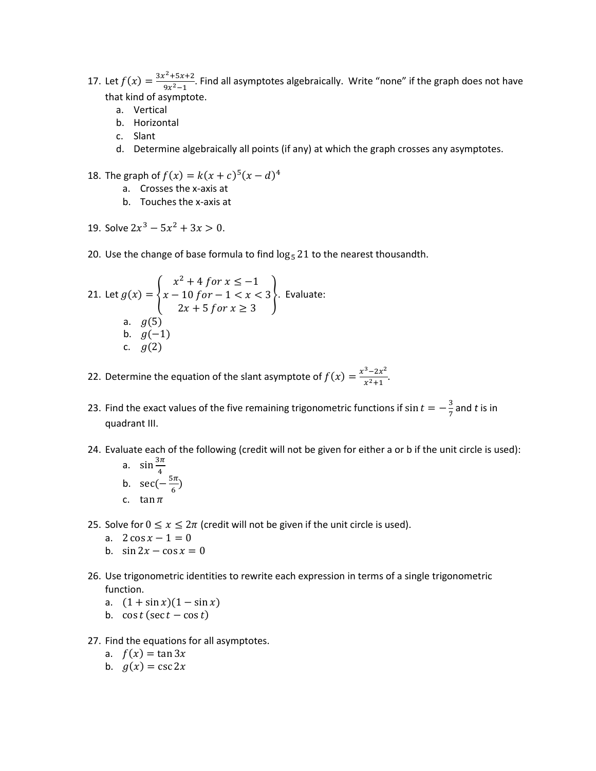17. Let $f(x) = \frac{3x^2+5x+2}{9x^2-1}$. Find all asymptotes algebraically. Write "none" if the graph does not have that kind of asymptote.
    a. Vertical
    b. Horizontal
    c. Slant
    d. Determine algebraically all points (if any) at which the graph crosses any asymptotes.

18. The graph of $f(x) = k(x+c)^5(x-d)^4$
    a. Crosses the x-axis at
    b. Touches the x-axis at

19. Solve $2x^3 - 5x^2 + 3x > 0$.

20. Use the change of base formula to find $\log_5 21$ to the nearest thousandth.

21. Let $g(x) = \begin{Bmatrix} x^2 + 4 \; for \; x \leq -1 \\ x - 10 \; for -1 < x < 3 \\ 2x + 5 \; for \; x \geq 3 \end{Bmatrix}$. Evaluate:
    a. $g(5)$
    b. $g(-1)$
    c. $g(2)$

22. Determine the equation of the slant asymptote of $f(x) = \frac{x^3-2x^2}{x^2+1}$.

23. Find the exact values of the five remaining trigonometric functions if $\sin t = -\frac{3}{7}$ and $t$ is in quadrant III.

24. Evaluate each of the following (credit will not be given for either a or b if the unit circle is used):
    a. $\sin\frac{3\pi}{4}$
    b. $\sec(-\frac{5\pi}{6})$
    c. $\tan\pi$

25. Solve for $0 \leq x \leq 2\pi$ (credit will not be given if the unit circle is used).
    a. $2\cos x - 1 = 0$
    b. $\sin 2x - \cos x = 0$

26. Use trigonometric identities to rewrite each expression in terms of a single trigonometric function.
    a. $(1 + \sin x)(1 - \sin x)$
    b. $\cos t\,(\sec t - \cos t)$

27. Find the equations for all asymptotes.
    a. $f(x) = \tan 3x$
    b. $g(x) = \csc 2x$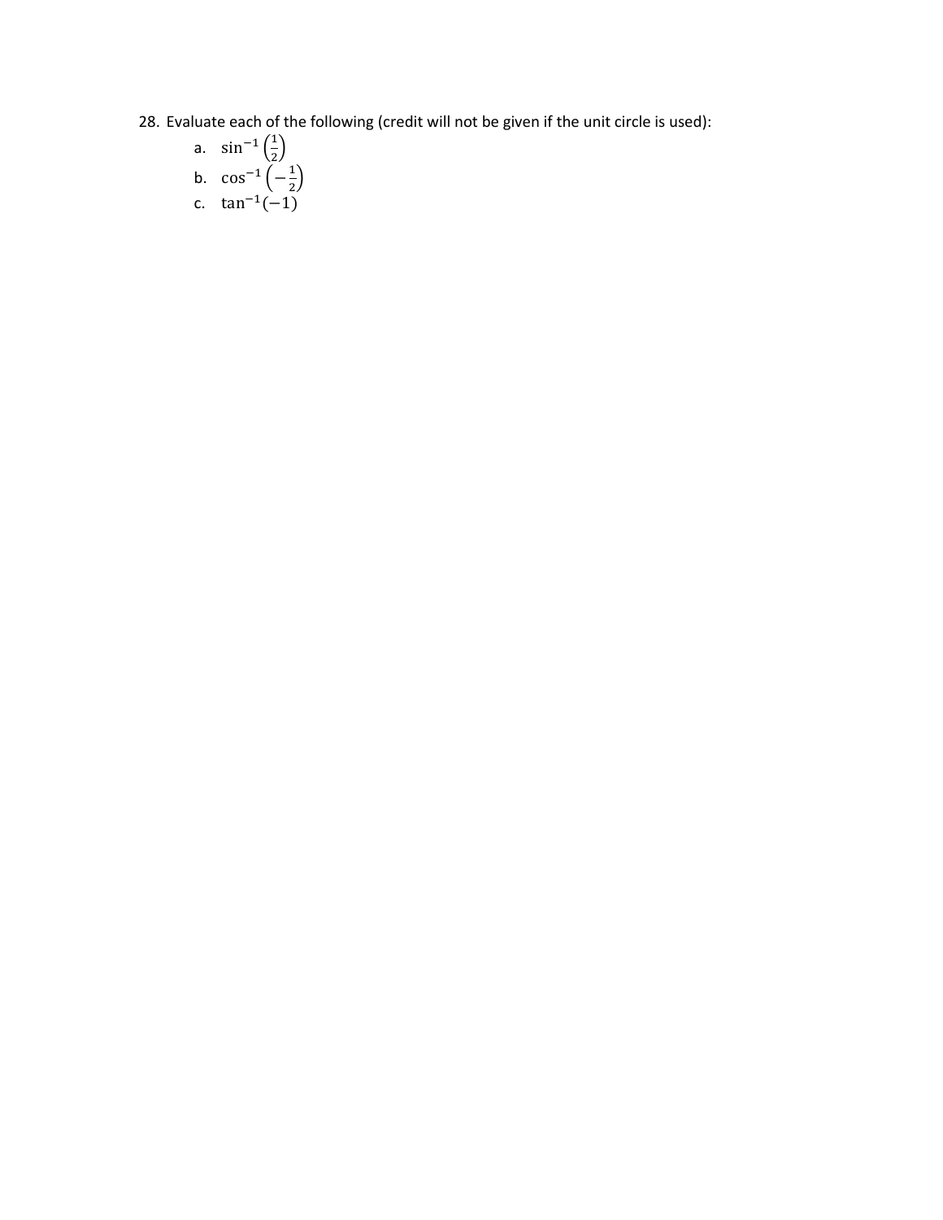28. Evaluate each of the following (credit will not be given if the unit circle is used):

    a. $\sin^{-1}\left(\frac{1}{2}\right)$

    b. $\cos^{-1}\left(-\frac{1}{2}\right)$

    c. $\tan^{-1}(-1)$